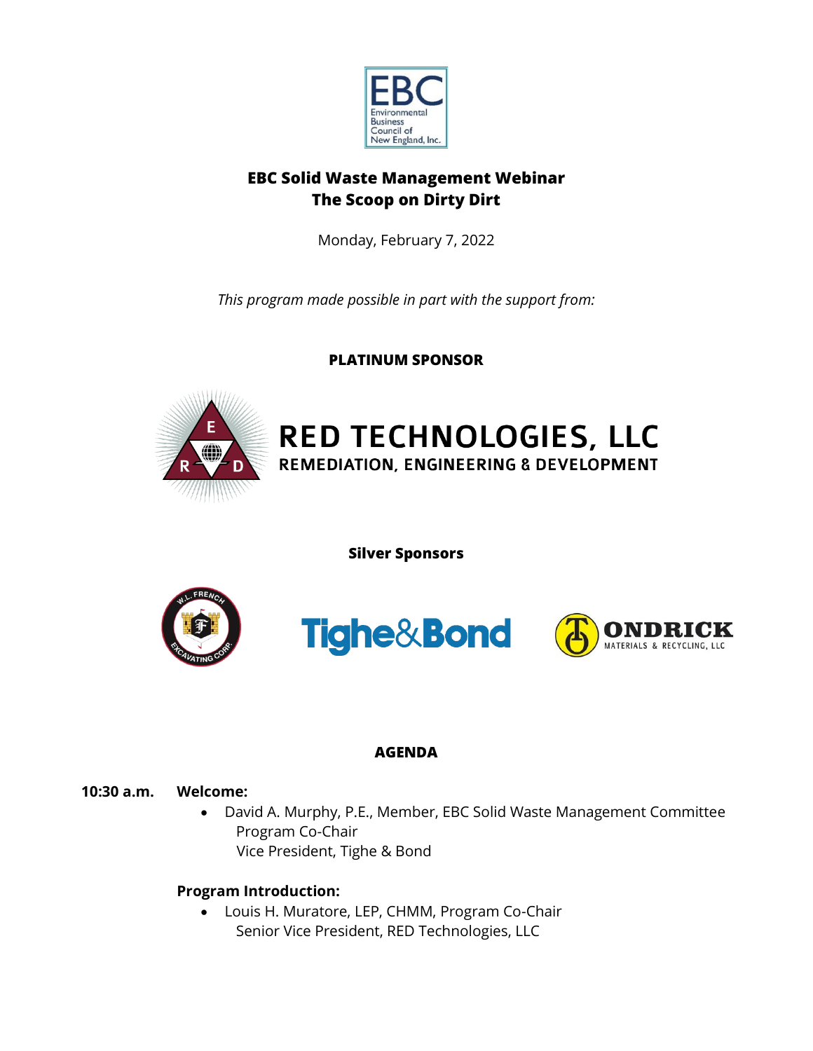EBC
Environmental Business Council of New England, Inc.

# EBC Solid Waste Management Webinar
# The Scoop on Dirty Dirt

Monday, February 7, 2022

*This program made possible in part with the support from:*

**PLATINUM SPONSOR**

RED TECHNOLOGIES, LLC
REMEDIATION, ENGINEERING & DEVELOPMENT

**Silver Sponsors**

W.L. FRENCH EXCAVATING CORP.

Tighe&Bond

ONDRICK MATERIALS & RECYCLING, LLC

## AGENDA

**10:30 a.m.** **Welcome:**

- David A. Murphy, P.E., Member, EBC Solid Waste Management Committee
  Program Co-Chair
  Vice President, Tighe & Bond

**Program Introduction:**

- Louis H. Muratore, LEP, CHMM, Program Co-Chair
  Senior Vice President, RED Technologies, LLC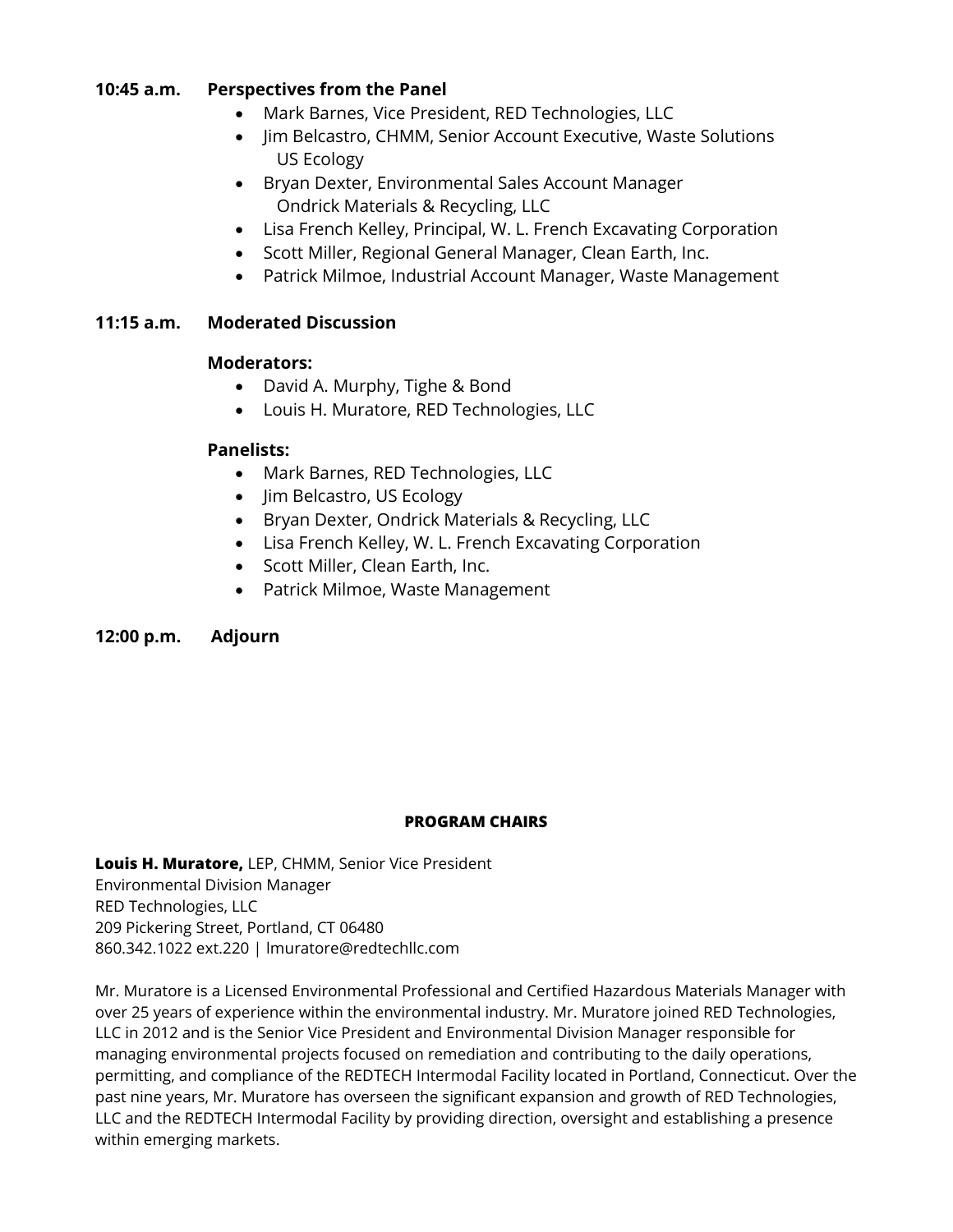**10:45 a.m. Perspectives from the Panel**

- Mark Barnes, Vice President, RED Technologies, LLC
- Jim Belcastro, CHMM, Senior Account Executive, Waste Solutions US Ecology
- Bryan Dexter, Environmental Sales Account Manager Ondrick Materials & Recycling, LLC
- Lisa French Kelley, Principal, W. L. French Excavating Corporation
- Scott Miller, Regional General Manager, Clean Earth, Inc.
- Patrick Milmoe, Industrial Account Manager, Waste Management

**11:15 a.m. Moderated Discussion**

**Moderators:**

- David A. Murphy, Tighe & Bond
- Louis H. Muratore, RED Technologies, LLC

**Panelists:**

- Mark Barnes, RED Technologies, LLC
- Jim Belcastro, US Ecology
- Bryan Dexter, Ondrick Materials & Recycling, LLC
- Lisa French Kelley, W. L. French Excavating Corporation
- Scott Miller, Clean Earth, Inc.
- Patrick Milmoe, Waste Management

**12:00 p.m. Adjourn**

## PROGRAM CHAIRS

**Louis H. Muratore,** LEP, CHMM, Senior Vice President
Environmental Division Manager
RED Technologies, LLC
209 Pickering Street, Portland, CT 06480
860.342.1022 ext.220 | lmuratore@redtechllc.com

Mr. Muratore is a Licensed Environmental Professional and Certified Hazardous Materials Manager with over 25 years of experience within the environmental industry. Mr. Muratore joined RED Technologies, LLC in 2012 and is the Senior Vice President and Environmental Division Manager responsible for managing environmental projects focused on remediation and contributing to the daily operations, permitting, and compliance of the REDTECH Intermodal Facility located in Portland, Connecticut. Over the past nine years, Mr. Muratore has overseen the significant expansion and growth of RED Technologies, LLC and the REDTECH Intermodal Facility by providing direction, oversight and establishing a presence within emerging markets.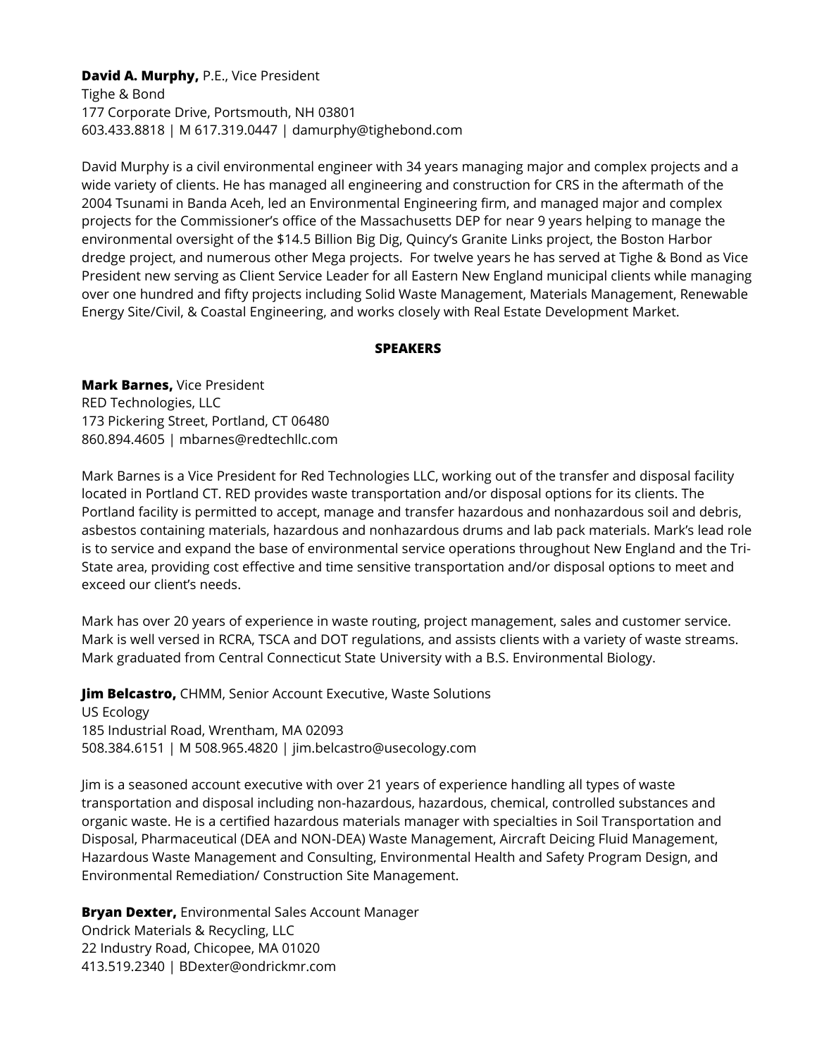**David A. Murphy,** P.E., Vice President
Tighe & Bond
177 Corporate Drive, Portsmouth, NH 03801
603.433.8818 | M 617.319.0447 | damurphy@tighebond.com

David Murphy is a civil environmental engineer with 34 years managing major and complex projects and a wide variety of clients. He has managed all engineering and construction for CRS in the aftermath of the 2004 Tsunami in Banda Aceh, led an Environmental Engineering firm, and managed major and complex projects for the Commissioner's office of the Massachusetts DEP for near 9 years helping to manage the environmental oversight of the $14.5 Billion Big Dig, Quincy's Granite Links project, the Boston Harbor dredge project, and numerous other Mega projects. For twelve years he has served at Tighe & Bond as Vice President new serving as Client Service Leader for all Eastern New England municipal clients while managing over one hundred and fifty projects including Solid Waste Management, Materials Management, Renewable Energy Site/Civil, & Coastal Engineering, and works closely with Real Estate Development Market.

## SPEAKERS

**Mark Barnes,** Vice President
RED Technologies, LLC
173 Pickering Street, Portland, CT 06480
860.894.4605 | mbarnes@redtechllc.com

Mark Barnes is a Vice President for Red Technologies LLC, working out of the transfer and disposal facility located in Portland CT. RED provides waste transportation and/or disposal options for its clients. The Portland facility is permitted to accept, manage and transfer hazardous and nonhazardous soil and debris, asbestos containing materials, hazardous and nonhazardous drums and lab pack materials. Mark's lead role is to service and expand the base of environmental service operations throughout New England and the Tri-State area, providing cost effective and time sensitive transportation and/or disposal options to meet and exceed our client's needs.

Mark has over 20 years of experience in waste routing, project management, sales and customer service. Mark is well versed in RCRA, TSCA and DOT regulations, and assists clients with a variety of waste streams. Mark graduated from Central Connecticut State University with a B.S. Environmental Biology.

**Jim Belcastro,** CHMM, Senior Account Executive, Waste Solutions
US Ecology
185 Industrial Road, Wrentham, MA 02093
508.384.6151 | M 508.965.4820 | jim.belcastro@usecology.com

Jim is a seasoned account executive with over 21 years of experience handling all types of waste transportation and disposal including non-hazardous, hazardous, chemical, controlled substances and organic waste. He is a certified hazardous materials manager with specialties in Soil Transportation and Disposal, Pharmaceutical (DEA and NON-DEA) Waste Management, Aircraft Deicing Fluid Management, Hazardous Waste Management and Consulting, Environmental Health and Safety Program Design, and Environmental Remediation/ Construction Site Management.

**Bryan Dexter,** Environmental Sales Account Manager
Ondrick Materials & Recycling, LLC
22 Industry Road, Chicopee, MA 01020
413.519.2340 | BDexter@ondrickmr.com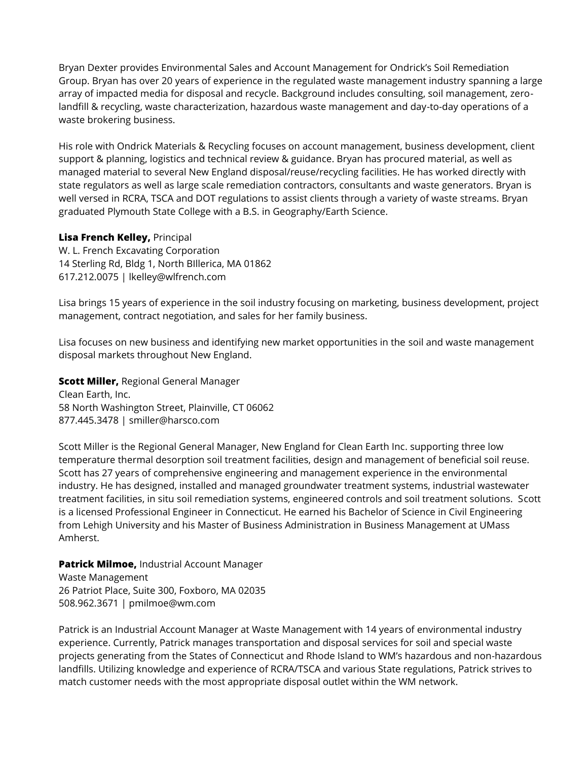Bryan Dexter provides Environmental Sales and Account Management for Ondrick's Soil Remediation Group. Bryan has over 20 years of experience in the regulated waste management industry spanning a large array of impacted media for disposal and recycle. Background includes consulting, soil management, zero-landfill & recycling, waste characterization, hazardous waste management and day-to-day operations of a waste brokering business.

His role with Ondrick Materials & Recycling focuses on account management, business development, client support & planning, logistics and technical review & guidance. Bryan has procured material, as well as managed material to several New England disposal/reuse/recycling facilities. He has worked directly with state regulators as well as large scale remediation contractors, consultants and waste generators. Bryan is well versed in RCRA, TSCA and DOT regulations to assist clients through a variety of waste streams. Bryan graduated Plymouth State College with a B.S. in Geography/Earth Science.

**Lisa French Kelley,** Principal
W. L. French Excavating Corporation
14 Sterling Rd, Bldg 1, North BIllerica, MA 01862
617.212.0075 | lkelley@wlfrench.com

Lisa brings 15 years of experience in the soil industry focusing on marketing, business development, project management, contract negotiation, and sales for her family business.

Lisa focuses on new business and identifying new market opportunities in the soil and waste management disposal markets throughout New England.

**Scott Miller,** Regional General Manager
Clean Earth, Inc.
58 North Washington Street, Plainville, CT 06062
877.445.3478 | smiller@harsco.com

Scott Miller is the Regional General Manager, New England for Clean Earth Inc. supporting three low temperature thermal desorption soil treatment facilities, design and management of beneficial soil reuse. Scott has 27 years of comprehensive engineering and management experience in the environmental industry. He has designed, installed and managed groundwater treatment systems, industrial wastewater treatment facilities, in situ soil remediation systems, engineered controls and soil treatment solutions. Scott is a licensed Professional Engineer in Connecticut. He earned his Bachelor of Science in Civil Engineering from Lehigh University and his Master of Business Administration in Business Management at UMass Amherst.

**Patrick Milmoe,** Industrial Account Manager
Waste Management
26 Patriot Place, Suite 300, Foxboro, MA 02035
508.962.3671 | pmilmoe@wm.com

Patrick is an Industrial Account Manager at Waste Management with 14 years of environmental industry experience. Currently, Patrick manages transportation and disposal services for soil and special waste projects generating from the States of Connecticut and Rhode Island to WM's hazardous and non-hazardous landfills. Utilizing knowledge and experience of RCRA/TSCA and various State regulations, Patrick strives to match customer needs with the most appropriate disposal outlet within the WM network.